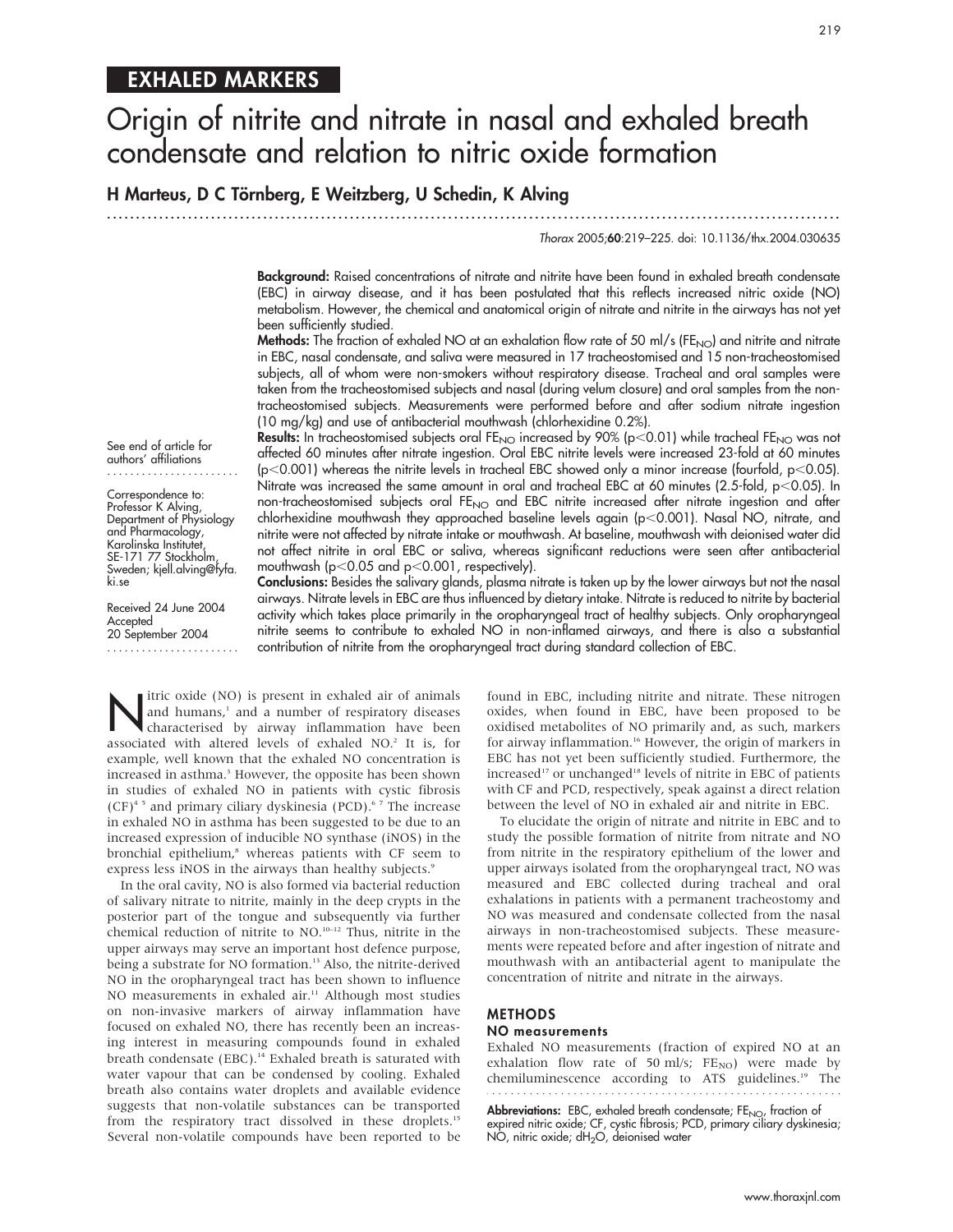# EXHALED MARKERS

# Origin of nitrite and nitrate in nasal and exhaled breath condensate and relation to nitric oxide formation

**H Marteus, D C Törnberg, E Weitzberg, U Schedin, K Alving**

*Thorax* 2005;**60**:219–225. doi: 10.1136/thx.2004.030635

**Background:** Raised concentrations of nitrate and nitrite have been found in exhaled breath condensate (EBC) in airway disease, and it has been postulated that this reflects increased nitric oxide (NO) metabolism. However, the chemical and anatomical origin of nitrate and nitrite in the airways has not yet been sufficiently studied.

**Methods:** The fraction of exhaled NO at an exhalation flow rate of 50 ml/s ($FE_{NO}$) and nitrite and nitrate in EBC, nasal condensate, and saliva were measured in 17 tracheostomised and 15 non-tracheostomised subjects, all of whom were non-smokers without respiratory disease. Tracheal and oral samples were taken from the tracheostomised subjects and nasal (during velum closure) and oral samples from the non-tracheostomised subjects. Measurements were performed before and after sodium nitrate ingestion (10 mg/kg) and use of antibacterial mouthwash (chlorhexidine 0.2%).

**Results:** In tracheostomised subjects oral $FE_{NO}$ increased by 90% ($p<0.01$) while tracheal $FE_{NO}$ was not affected 60 minutes after nitrate ingestion. Oral EBC nitrite levels were increased 23-fold at 60 minutes ($p<0.001$) whereas the nitrite levels in tracheal EBC showed only a minor increase (fourfold, $p<0.05$). Nitrate was increased the same amount in oral and tracheal EBC at 60 minutes (2.5-fold, $p<0.05$). In non-tracheostomised subjects oral $FE_{NO}$ and EBC nitrite increased after nitrate ingestion and after chlorhexidine mouthwash they approached baseline levels again ($p<0.001$). Nasal NO, nitrate, and nitrite were not affected by nitrate intake or mouthwash. At baseline, mouthwash with deionised water did not affect nitrite in oral EBC or saliva, whereas significant reductions were seen after antibacterial mouthwash ($p<0.05$ and $p<0.001$, respectively).

**Conclusions:** Besides the salivary glands, plasma nitrate is taken up by the lower airways but not the nasal airways. Nitrate levels in EBC are thus influenced by dietary intake. Nitrate is reduced to nitrite by bacterial activity which takes place primarily in the oropharyngeal tract of healthy subjects. Only oropharyngeal nitrite seems to contribute to exhaled NO in non-inflamed airways, and there is also a substantial contribution of nitrite from the oropharyngeal tract during standard collection of EBC.

See end of article for authors' affiliations

Correspondence to: Professor K Alving, Department of Physiology and Pharmacology, Karolinska Institutet, SE-171 77 Stockholm, Sweden; kjell.alving@fyfa.ki.se

Received 24 June 2004
Accepted 20 September 2004

Nitric oxide (NO) is present in exhaled air of animals and humans,[1] and a number of respiratory diseases characterised by airway inflammation have been associated with altered levels of exhaled NO.[2] It is, for example, well known that the exhaled NO concentration is increased in asthma.[3] However, the opposite has been shown in studies of exhaled NO in patients with cystic fibrosis (CF)[4 5] and primary ciliary dyskinesia (PCD).[6 7] The increase in exhaled NO in asthma has been suggested to be due to an increased expression of inducible NO synthase (iNOS) in the bronchial epithelium,[8] whereas patients with CF seem to express less iNOS in the airways than healthy subjects.[9]

In the oral cavity, NO is also formed via bacterial reduction of salivary nitrate to nitrite, mainly in the deep crypts in the posterior part of the tongue and subsequently via further chemical reduction of nitrite to NO.[10–12] Thus, nitrite in the upper airways may serve an important host defence purpose, being a substrate for NO formation.[13] Also, the nitrite-derived NO in the oropharyngeal tract has been shown to influence NO measurements in exhaled air.[11] Although most studies on non-invasive markers of airway inflammation have focused on exhaled NO, there has recently been an increasing interest in measuring compounds found in exhaled breath condensate (EBC).[14] Exhaled breath is saturated with water vapour that can be condensed by cooling. Exhaled breath also contains water droplets and available evidence suggests that non-volatile substances can be transported from the respiratory tract dissolved in these droplets.[15] Several non-volatile compounds have been reported to be found in EBC, including nitrite and nitrate. These nitrogen oxides, when found in EBC, have been proposed to be oxidised metabolites of NO primarily and, as such, markers for airway inflammation.[16] However, the origin of markers in EBC has not yet been sufficiently studied. Furthermore, the increased[17] or unchanged[18] levels of nitrite in EBC of patients with CF and PCD, respectively, speak against a direct relation between the level of NO in exhaled air and nitrite in EBC.

To elucidate the origin of nitrate and nitrite in EBC and to study the possible formation of nitrite from nitrate and NO from nitrite in the respiratory epithelium of the lower and upper airways isolated from the oropharyngeal tract, NO was measured and EBC collected during tracheal and oral exhalations in patients with a permanent tracheostomy and NO was measured and condensate collected from the nasal airways in non-tracheostomised subjects. These measurements were repeated before and after ingestion of nitrate and mouthwash with an antibacterial agent to manipulate the concentration of nitrite and nitrate in the airways.

## METHODS

### NO measurements

Exhaled NO measurements (fraction of expired NO at an exhalation flow rate of 50 ml/s; $FE_{NO}$) were made by chemiluminescence according to ATS guidelines.[19] The

**Abbreviations:** EBC, exhaled breath condensate; $FE_{NO}$, fraction of expired nitric oxide; CF, cystic fibrosis; PCD, primary ciliary dyskinesia; NO, nitric oxide; $dH_2O$, deionised water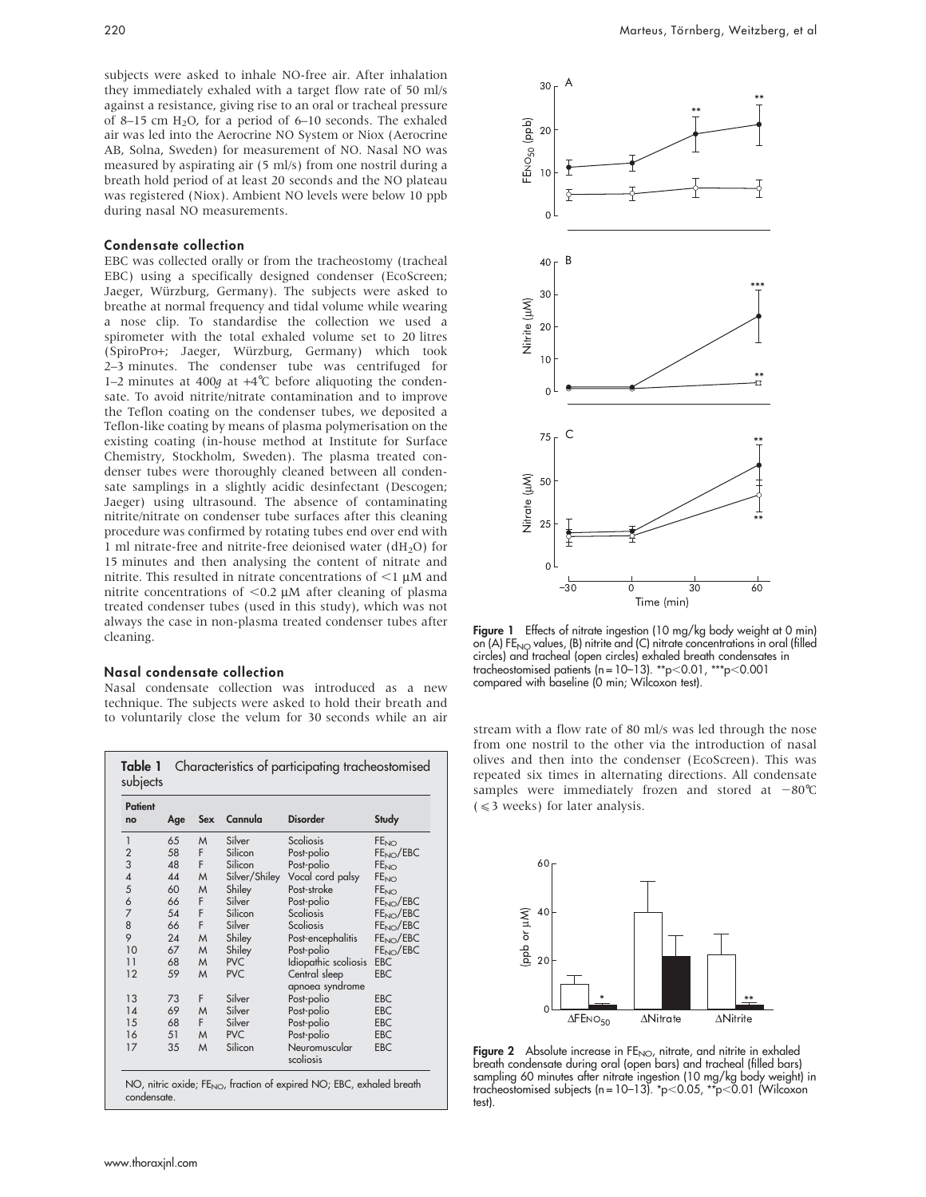subjects were asked to inhale NO-free air. After inhalation they immediately exhaled with a target flow rate of 50 ml/s against a resistance, giving rise to an oral or tracheal pressure of 8–15 cm $H_2O$, for a period of 6–10 seconds. The exhaled air was led into the Aerocrine NO System or Niox (Aerocrine AB, Solna, Sweden) for measurement of NO. Nasal NO was measured by aspirating air (5 ml/s) from one nostril during a breath hold period of at least 20 seconds and the NO plateau was registered (Niox). Ambient NO levels were below 10 ppb during nasal NO measurements.

### Condensate collection

EBC was collected orally or from the tracheostomy (tracheal EBC) using a specifically designed condenser (EcoScreen; Jaeger, Würzburg, Germany). The subjects were asked to breathe at normal frequency and tidal volume while wearing a nose clip. To standardise the collection we used a spirometer with the total exhaled volume set to 20 litres (SpiroPro+; Jaeger, Würzburg, Germany) which took 2–3 minutes. The condenser tube was centrifuged for 1–2 minutes at 400*g* at +4°C before aliquoting the condensate. To avoid nitrite/nitrate contamination and to improve the Teflon coating on the condenser tubes, we deposited a Teflon-like coating by means of plasma polymerisation on the existing coating (in-house method at Institute for Surface Chemistry, Stockholm, Sweden). The plasma treated condenser tubes were thoroughly cleaned between all condensate samplings in a slightly acidic desinfectant (Descogen; Jaeger) using ultrasound. The absence of contaminating nitrite/nitrate on condenser tube surfaces after this cleaning procedure was confirmed by rotating tubes end over end with 1 ml nitrate-free and nitrite-free deionised water ($dH_2O$) for 15 minutes and then analysing the content of nitrate and nitrite. This resulted in nitrate concentrations of <1 µM and nitrite concentrations of <0.2 µM after cleaning of plasma treated condenser tubes (used in this study), which was not always the case in non-plasma treated condenser tubes after cleaning.

### Nasal condensate collection

Nasal condensate collection was introduced as a new technique. The subjects were asked to hold their breath and to voluntarily close the velum for 30 seconds while an air stream with a flow rate of 80 ml/s was led through the nose from one nostril to the other via the introduction of nasal olives and then into the condenser (EcoScreen). This was repeated six times in alternating directions. All condensate samples were immediately frozen and stored at −80°C (≤3 weeks) for later analysis.

**Table 1** Characteristics of participating tracheostomised subjects

| Patient no | Age | Sex | Cannula | Disorder | Study |
|---|---|---|---|---|---|
| 1 | 65 | M | Silver | Scoliosis | $FE_{NO}$ |
| 2 | 58 | F | Silicon | Post-polio | $FE_{NO}$/EBC |
| 3 | 48 | F | Silicon | Post-polio | $FE_{NO}$ |
| 4 | 44 | M | Silver/Shiley | Vocal cord palsy | $FE_{NO}$ |
| 5 | 60 | M | Shiley | Post-stroke | $FE_{NO}$ |
| 6 | 66 | F | Silver | Post-polio | $FE_{NO}$/EBC |
| 7 | 54 | F | Silicon | Scoliosis | $FE_{NO}$/EBC |
| 8 | 66 | F | Silver | Scoliosis | $FE_{NO}$/EBC |
| 9 | 24 | M | Shiley | Post-encephalitis | $FE_{NO}$/EBC |
| 10 | 67 | M | Shiley | Post-polio | $FE_{NO}$/EBC |
| 11 | 68 | M | PVC | Idiopathic scoliosis | EBC |
| 12 | 59 | M | PVC | Central sleep apnoea syndrome | EBC |
| 13 | 73 | F | Silver | Post-polio | EBC |
| 14 | 69 | M | Silver | Post-polio | EBC |
| 15 | 68 | F | Silver | Post-polio | EBC |
| 16 | 51 | M | PVC | Post-polio | EBC |
| 17 | 35 | M | Silicon | Neuromuscular scoliosis | EBC |

NO, nitric oxide; $FE_{NO}$, fraction of expired NO; EBC, exhaled breath condensate.

**Figure 1** Effects of nitrate ingestion (10 mg/kg body weight at 0 min) on (A) $FE_{NO}$ values, (B) nitrite and (C) nitrate concentrations in oral (filled circles) and tracheal (open circles) exhaled breath condensates in tracheostomised patients (n = 10–13). **p<0.01, ***p<0.001 compared with baseline (0 min; Wilcoxon test).

**Figure 2** Absolute increase in $FE_{NO}$, nitrate, and nitrite in exhaled breath condensate during oral (open bars) and tracheal (filled bars) sampling 60 minutes after nitrate ingestion (10 mg/kg body weight) in tracheostomised subjects (n = 10–13). *p<0.05, **p<0.01 (Wilcoxon test).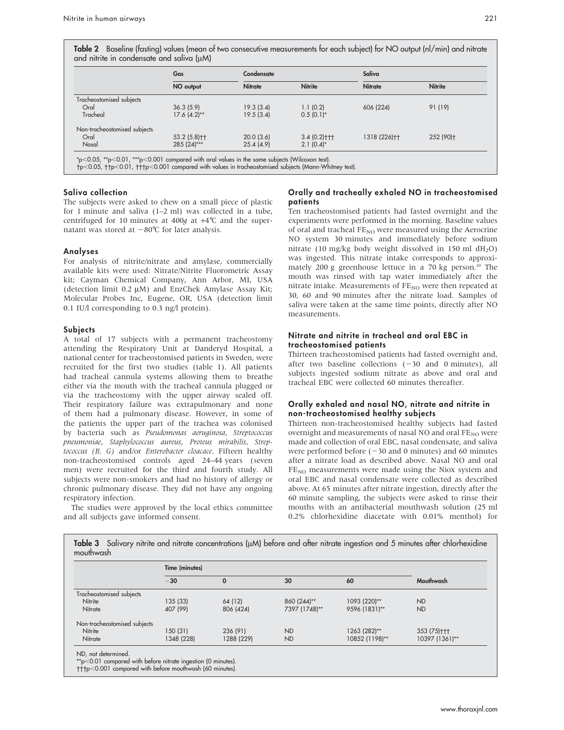**Table 2** Baseline (fasting) values (mean of two consecutive measurements for each subject) for NO output (nl/min) and nitrate and nitrite in condensate and saliva (μM)

| | Gas | Condensate | | Saliva | |
|---|---|---|---|---|---|
| | NO output | Nitrate | Nitrite | Nitrate | Nitrite |
| Tracheostomised subjects | | | | | |
| Oral | 36.3 (5.9) | 19.3 (3.4) | 1.1 (0.2) | 606 (224) | 91 (19) |
| Tracheal | 17.6 (4.2)** | 19.5 (3.4) | 0.5 (0.1)* | | |
| Non-tracheostomised subjects | | | | | |
| Oral | 53.2 (5.8)†† | 20.0 (3.6) | 3.4 (0.2)††† | 1318 (226)†† | 252 (90)† |
| Nasal | 285 (24)*** | 25.4 (4.9) | 2.1 (0.4)* | | |

*$p<0.05$, **$p<0.01$, ***$p<0.001$ compared with oral values in the same subjects (Wilcoxon test).
†$p<0.05$, ††$p<0.01$, †††$p<0.001$ compared with values in tracheostomised subjects (Mann-Whitney test).

### Saliva collection

The subjects were asked to chew on a small piece of plastic for 1 minute and saliva (1–2 ml) was collected in a tube, centrifuged for 10 minutes at 400*g* at +4℃ and the supernatant was stored at −80℃ for later analysis.

### Analyses

For analysis of nitrite/nitrate and amylase, commercially available kits were used: Nitrate/Nitrite Fluorometric Assay kit; Cayman Chemical Company, Ann Arbor, MI, USA (detection limit 0.2 μM) and EnzChek Amylase Assay Kit; Molecular Probes Inc, Eugene, OR, USA (detection limit 0.1 IU/l corresponding to 0.3 ng/l protein).

### Subjects

A total of 17 subjects with a permanent tracheostomy attending the Respiratory Unit at Danderyd Hospital, a national center for tracheostomised patients in Sweden, were recruited for the first two studies (table 1). All patients had tracheal cannula systems allowing them to breathe either via the mouth with the tracheal cannula plugged or via the tracheostomy with the upper airway sealed off. Their respiratory failure was extrapulmonary and none of them had a pulmonary disease. However, in some of the patients the upper part of the trachea was colonised by bacteria such as *Pseudomonas aeruginosa*, *Streptococcus pneumoniae*, *Staphylococcus aureus*, *Proteus mirabilis*, *Streptococcus (B, G)* and/or *Enterobacter cloacae*. Fifteen healthy non-tracheostomised controls aged 24–44 years (seven men) were recruited for the third and fourth study. All subjects were non-smokers and had no history of allergy or chronic pulmonary disease. They did not have any ongoing respiratory infection.

The studies were approved by the local ethics committee and all subjects gave informed consent.

### Orally and tracheally exhaled NO in tracheostomised patients

Ten tracheostomised patients had fasted overnight and the experiments were performed in the morning. Baseline values of oral and tracheal $FE_{NO}$ were measured using the Aerocrine NO system 30 minutes and immediately before sodium nitrate (10 mg/kg body weight dissolved in 150 ml $dH_2O$) was ingested. This nitrate intake corresponds to approximately 200 g greenhouse lettuce in a 70 kg person.[20] The mouth was rinsed with tap water immediately after the nitrate intake. Measurements of $FE_{NO}$ were then repeated at 30, 60 and 90 minutes after the nitrate load. Samples of saliva were taken at the same time points, directly after NO measurements.

### Nitrate and nitrite in tracheal and oral EBC in tracheostomised patients

Thirteen tracheostomised patients had fasted overnight and, after two baseline collections (−30 and 0 minutes), all subjects ingested sodium nitrate as above and oral and tracheal EBC were collected 60 minutes thereafter.

### Orally exhaled and nasal NO, nitrate and nitrite in non-tracheostomised healthy subjects

Thirteen non-tracheostomised healthy subjects had fasted overnight and measurements of nasal NO and oral $FE_{NO}$ were made and collection of oral EBC, nasal condensate, and saliva were performed before (−30 and 0 minutes) and 60 minutes after a nitrate load as described above. Nasal NO and oral $FE_{NO}$ measurements were made using the Niox system and oral EBC and nasal condensate were collected as described above. At 65 minutes after nitrate ingestion, directly after the 60 minute sampling, the subjects were asked to rinse their mouths with an antibacterial mouthwash solution (25 ml 0.2% chlorhexidine diacetate with 0.01% menthol) for

**Table 3** Salivary nitrite and nitrate concentrations (μM) before and after nitrate ingestion and 5 minutes after chlorhexidine mouthwash

| | Time (minutes) | | | | |
|---|---|---|---|---|---|
| | −30 | 0 | 30 | 60 | Mouthwash |
| Tracheostomised subjects | | | | | |
| Nitrite | 135 (33) | 64 (12) | 860 (244)** | 1093 (220)** | ND |
| Nitrate | 407 (99) | 806 (424) | 7397 (1748)** | 9596 (1831)** | ND |
| Non-tracheostomised subjects | | | | | |
| Nitrite | 150 (31) | 236 (91) | ND | 1263 (282)** | 353 (75)††† |
| Nitrate | 1348 (228) | 1288 (229) | ND | 10852 (1198)** | 10397 (1361)** |

ND, not determined.
**$p<0.01$ compared with before nitrate ingestion (0 minutes).
†††$p<0.001$ compared with before mouthwash (60 minutes).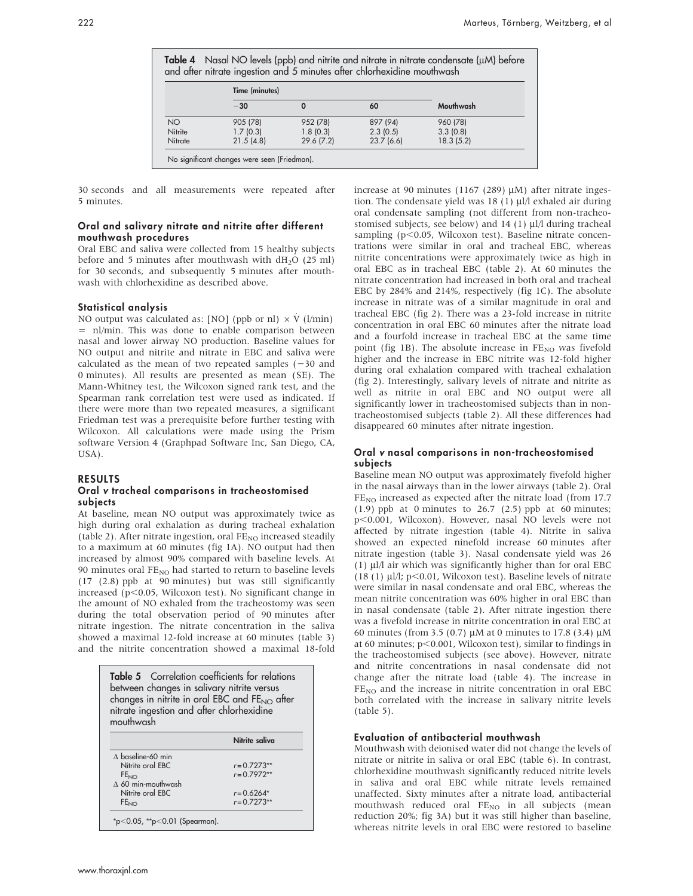**Table 4** Nasal NO levels (ppb) and nitrite and nitrate in nitrate condensate (μM) before and after nitrate ingestion and 5 minutes after chlorhexidine mouthwash

| | Time (minutes) | | | |
|---|---|---|---|---|
| | −30 | 0 | 60 | Mouthwash |
| NO | 905 (78) | 952 (78) | 897 (94) | 960 (78) |
| Nitrite | 1.7 (0.3) | 1.8 (0.3) | 2.3 (0.5) | 3.3 (0.8) |
| Nitrate | 21.5 (4.8) | 29.6 (7.2) | 23.7 (6.6) | 18.3 (5.2) |

No significant changes were seen (Friedman).

30 seconds and all measurements were repeated after 5 minutes.

### Oral and salivary nitrate and nitrite after different mouthwash procedures

Oral EBC and saliva were collected from 15 healthy subjects before and 5 minutes after mouthwash with $dH_2O$ (25 ml) for 30 seconds, and subsequently 5 minutes after mouthwash with chlorhexidine as described above.

### Statistical analysis

NO output was calculated as: [NO] (ppb or nl) × $\dot{V}$ (l/min) = nl/min. This was done to enable comparison between nasal and lower airway NO production. Baseline values for NO output and nitrite and nitrate in EBC and saliva were calculated as the mean of two repeated samples (−30 and 0 minutes). All results are presented as mean (SE). The Mann-Whitney test, the Wilcoxon signed rank test, and the Spearman rank correlation test were used as indicated. If there were more than two repeated measures, a significant Friedman test was a prerequisite before further testing with Wilcoxon. All calculations were made using the Prism software Version 4 (Graphpad Software Inc, San Diego, CA, USA).

## RESULTS

### Oral *v* tracheal comparisons in tracheostomised subjects

At baseline, mean NO output was approximately twice as high during oral exhalation as during tracheal exhalation (table 2). After nitrate ingestion, oral $FE_{NO}$ increased steadily to a maximum at 60 minutes (fig 1A). NO output had then increased by almost 90% compared with baseline levels. At 90 minutes oral $FE_{NO}$ had started to return to baseline levels (17 (2.8) ppb at 90 minutes) but was still significantly increased ($p<0.05$, Wilcoxon test). No significant change in the amount of NO exhaled from the tracheostomy was seen during the total observation period of 90 minutes after nitrate ingestion. The nitrate concentration in the saliva showed a maximal 12-fold increase at 60 minutes (table 3) and the nitrite concentration showed a maximal 18-fold increase at 90 minutes (1167 (289) μM) after nitrate ingestion. The condensate yield was 18 (1) μl/l exhaled air during oral condensate sampling (not different from non-tracheostomised subjects, see below) and 14 (1) μl/l during tracheal sampling ($p<0.05$, Wilcoxon test). Baseline nitrate concentrations were similar in oral and tracheal EBC, whereas nitrite concentrations were approximately twice as high in oral EBC as in tracheal EBC (table 2). At 60 minutes the nitrate concentration had increased in both oral and tracheal EBC by 284% and 214%, respectively (fig 1C). The absolute increase in nitrate was of a similar magnitude in oral and tracheal EBC (fig 2). There was a 23-fold increase in nitrite concentration in oral EBC 60 minutes after the nitrate load and a fourfold increase in tracheal EBC at the same time point (fig 1B). The absolute increase in $FE_{NO}$ was fivefold higher and the increase in EBC nitrite was 12-fold higher during oral exhalation compared with tracheal exhalation (fig 2). Interestingly, salivary levels of nitrate and nitrite as well as nitrite in oral EBC and NO output were all significantly lower in tracheostomised subjects than in non-tracheostomised subjects (table 2). All these differences had disappeared 60 minutes after nitrate ingestion.

**Table 5** Correlation coefficients for relations between changes in salivary nitrite versus changes in nitrite in oral EBC and $FE_{NO}$ after nitrate ingestion and after chlorhexidine mouthwash

| | Nitrite saliva |
|---|---|
| Δ baseline-60 min | |
| Nitrite oral EBC | r = 0.7273** |
| $FE_{NO}$ | r = 0.7972** |
| Δ 60 min-mouthwash | |
| Nitrite oral EBC | r = 0.6264* |
| $FE_{NO}$ | r = 0.7273** |

*$p<0.05$, **$p<0.01$ (Spearman).

### Oral *v* nasal comparisons in non-tracheostomised subjects

Baseline mean NO output was approximately fivefold higher in the nasal airways than in the lower airways (table 2). Oral $FE_{NO}$ increased as expected after the nitrate load (from 17.7 (1.9) ppb at 0 minutes to 26.7 (2.5) ppb at 60 minutes; $p<0.001$, Wilcoxon). However, nasal NO levels were not affected by nitrate ingestion (table 4). Nitrite in saliva showed an expected ninefold increase 60 minutes after nitrate ingestion (table 3). Nasal condensate yield was 26 (1) μl/l air which was significantly higher than for oral EBC (18 (1) μl/l; $p<0.01$, Wilcoxon test). Baseline levels of nitrate were similar in nasal condensate and oral EBC, whereas the mean nitrite concentration was 60% higher in oral EBC than in nasal condensate (table 2). After nitrate ingestion there was a fivefold increase in nitrite concentration in oral EBC at 60 minutes (from 3.5 (0.7) μM at 0 minutes to 17.8 (3.4) μM at 60 minutes; $p<0.001$, Wilcoxon test), similar to findings in the tracheostomised subjects (see above). However, nitrate and nitrite concentrations in nasal condensate did not change after the nitrate load (table 4). The increase in $FE_{NO}$ and the increase in nitrite concentration in oral EBC both correlated with the increase in salivary nitrite levels (table 5).

### Evaluation of antibacterial mouthwash

Mouthwash with deionised water did not change the levels of nitrate or nitrite in saliva or oral EBC (table 6). In contrast, chlorhexidine mouthwash significantly reduced nitrite levels in saliva and oral EBC while nitrate levels remained unaffected. Sixty minutes after a nitrate load, antibacterial mouthwash reduced oral $FE_{NO}$ in all subjects (mean reduction 20%; fig 3A) but it was still higher than baseline, whereas nitrite levels in oral EBC were restored to baseline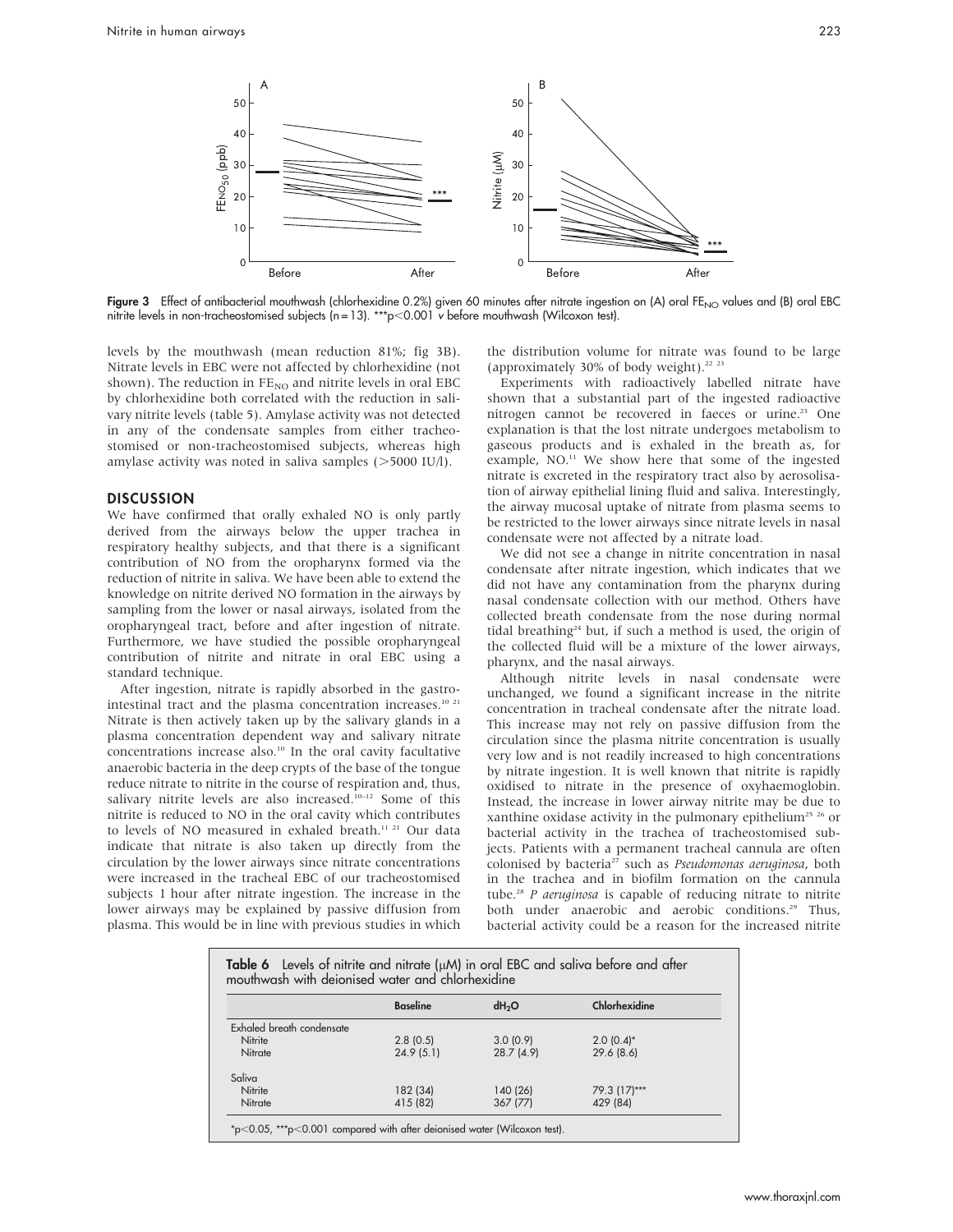Figure 3 Effect of antibacterial mouthwash (chlorhexidine 0.2%) given 60 minutes after nitrate ingestion on (A) oral $FE_{NO}$ values and (B) oral EBC nitrite levels in non-tracheostomised subjects (n = 13). ***p<0.001 v before mouthwash (Wilcoxon test).

levels by the mouthwash (mean reduction 81%; fig 3B). Nitrate levels in EBC were not affected by chlorhexidine (not shown). The reduction in $FE_{NO}$ and nitrite levels in oral EBC by chlorhexidine both correlated with the reduction in salivary nitrite levels (table 5). Amylase activity was not detected in any of the condensate samples from either tracheostomised or non-tracheostomised subjects, whereas high amylase activity was noted in saliva samples (>5000 IU/l).

## DISCUSSION

We have confirmed that orally exhaled NO is only partly derived from the airways below the upper trachea in respiratory healthy subjects, and that there is a significant contribution of NO from the oropharynx formed via the reduction of nitrite in saliva. We have been able to extend the knowledge on nitrite derived NO formation in the airways by sampling from the lower or nasal airways, isolated from the oropharyngeal tract, before and after ingestion of nitrate. Furthermore, we have studied the possible oropharyngeal contribution of nitrite and nitrate in oral EBC using a standard technique.

After ingestion, nitrate is rapidly absorbed in the gastrointestinal tract and the plasma concentration increases.[10 21] Nitrate is then actively taken up by the salivary glands in a plasma concentration dependent way and salivary nitrate concentrations increase also.[10] In the oral cavity facultative anaerobic bacteria in the deep crypts of the base of the tongue reduce nitrate to nitrite in the course of respiration and, thus, salivary nitrite levels are also increased.[10–12] Some of this nitrite is reduced to NO in the oral cavity which contributes to levels of NO measured in exhaled breath.[11 21] Our data indicate that nitrate is also taken up directly from the circulation by the lower airways since nitrate concentrations were increased in the tracheal EBC of our tracheostomised subjects 1 hour after nitrate ingestion. The increase in the lower airways may be explained by passive diffusion from plasma. This would be in line with previous studies in which the distribution volume for nitrate was found to be large (approximately 30% of body weight).[22 23]

Experiments with radioactively labelled nitrate have shown that a substantial part of the ingested radioactive nitrogen cannot be recovered in faeces or urine.[23] One explanation is that the lost nitrate undergoes metabolism to gaseous products and is exhaled in the breath as, for example, NO.[11] We show here that some of the ingested nitrate is excreted in the respiratory tract also by aerosolisation of airway epithelial lining fluid and saliva. Interestingly, the airway mucosal uptake of nitrate from plasma seems to be restricted to the lower airways since nitrate levels in nasal condensate were not affected by a nitrate load.

We did not see a change in nitrite concentration in nasal condensate after nitrate ingestion, which indicates that we did not have any contamination from the pharynx during nasal condensate collection with our method. Others have collected breath condensate from the nose during normal tidal breathing[24] but, if such a method is used, the origin of the collected fluid will be a mixture of the lower airways, pharynx, and the nasal airways.

Although nitrite levels in nasal condensate were unchanged, we found a significant increase in the nitrite concentration in tracheal condensate after the nitrate load. This increase may not rely on passive diffusion from the circulation since the plasma nitrite concentration is usually very low and is not readily increased to high concentrations by nitrate ingestion. It is well known that nitrite is rapidly oxidised to nitrate in the presence of oxyhaemoglobin. Instead, the increase in lower airway nitrite may be due to xanthine oxidase activity in the pulmonary epithelium[25 26] or bacterial activity in the trachea of tracheostomised subjects. Patients with a permanent tracheal cannula are often colonised by bacteria[27] such as *Pseudomonas aeruginosa*, both in the trachea and in biofilm formation on the cannula tube.[28] *P aeruginosa* is capable of reducing nitrate to nitrite both under anaerobic and aerobic conditions.[29] Thus, bacterial activity could be a reason for the increased nitrite

**Table 6** Levels of nitrite and nitrate (μM) in oral EBC and saliva before and after mouthwash with deionised water and chlorhexidine

| | Baseline | $dH_2O$ | Chlorhexidine |
|---|---|---|---|
| Exhaled breath condensate | | | |
| Nitrite | 2.8 (0.5) | 3.0 (0.9) | 2.0 (0.4)* |
| Nitrate | 24.9 (5.1) | 28.7 (4.9) | 29.6 (8.6) |
| Saliva | | | |
| Nitrite | 182 (34) | 140 (26) | 79.3 (17)*** |
| Nitrate | 415 (82) | 367 (77) | 429 (84) |

*p<0.05, ***p<0.001 compared with after deionised water (Wilcoxon test).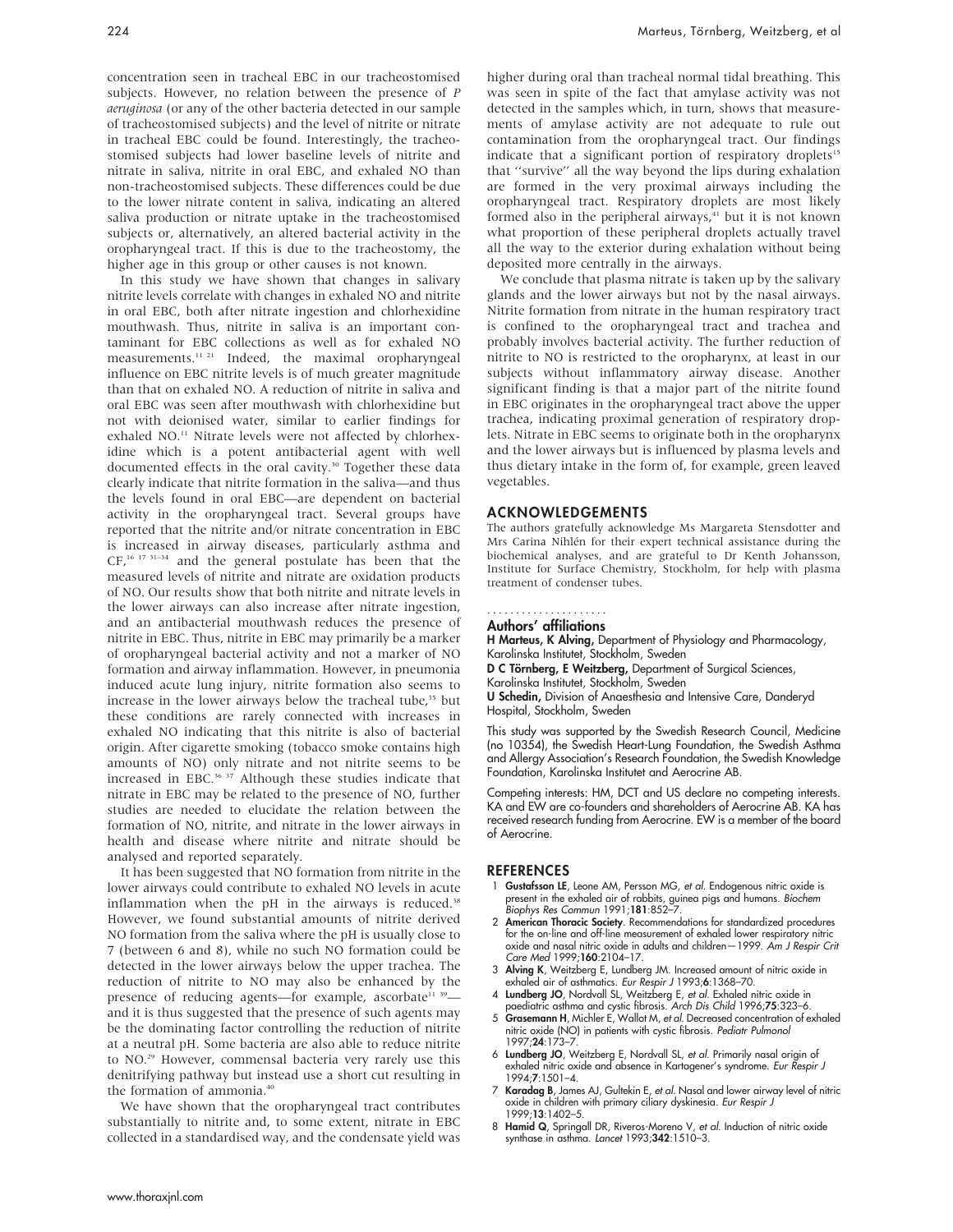concentration seen in tracheal EBC in our tracheostomised subjects. However, no relation between the presence of *P aeruginosa* (or any of the other bacteria detected in our sample of tracheostomised subjects) and the level of nitrite or nitrate in tracheal EBC could be found. Interestingly, the tracheostomised subjects had lower baseline levels of nitrite and nitrate in saliva, nitrite in oral EBC, and exhaled NO than non-tracheostomised subjects. These differences could be due to the lower nitrate content in saliva, indicating an altered saliva production or nitrate uptake in the tracheostomised subjects or, alternatively, an altered bacterial activity in the oropharyngeal tract. If this is due to the tracheostomy, the higher age in this group or other causes is not known.

In this study we have shown that changes in salivary nitrite levels correlate with changes in exhaled NO and nitrite in oral EBC, both after nitrate ingestion and chlorhexidine mouthwash. Thus, nitrite in saliva is an important contaminant for EBC collections as well as for exhaled NO measurements.[11 21] Indeed, the maximal oropharyngeal influence on EBC nitrite levels is of much greater magnitude than that on exhaled NO. A reduction of nitrite in saliva and oral EBC was seen after mouthwash with chlorhexidine but not with deionised water, similar to earlier findings for exhaled NO.[11] Nitrate levels were not affected by chlorhexidine which is a potent antibacterial agent with well documented effects in the oral cavity.[30] Together these data clearly indicate that nitrite formation in the saliva—and thus the levels found in oral EBC—are dependent on bacterial activity in the oropharyngeal tract. Several groups have reported that the nitrite and/or nitrate concentration in EBC is increased in airway diseases, particularly asthma and CF,[16 17 31–34] and the general postulate has been that the measured levels of nitrite and nitrate are oxidation products of NO. Our results show that both nitrite and nitrate levels in the lower airways can also increase after nitrate ingestion, and an antibacterial mouthwash reduces the presence of nitrite in EBC. Thus, nitrite in EBC may primarily be a marker of oropharyngeal bacterial activity and not a marker of NO formation and airway inflammation. However, in pneumonia induced acute lung injury, nitrite formation also seems to increase in the lower airways below the tracheal tube,[35] but these conditions are rarely connected with increases in exhaled NO indicating that this nitrite is also of bacterial origin. After cigarette smoking (tobacco smoke contains high amounts of NO) only nitrate and not nitrite seems to be increased in EBC.[36 37] Although these studies indicate that nitrate in EBC may be related to the presence of NO, further studies are needed to elucidate the relation between the formation of NO, nitrite, and nitrate in the lower airways in health and disease where nitrite and nitrate should be analysed and reported separately.

It has been suggested that NO formation from nitrite in the lower airways could contribute to exhaled NO levels in acute inflammation when the pH in the airways is reduced.[38] However, we found substantial amounts of nitrite derived NO formation from the saliva where the pH is usually close to 7 (between 6 and 8), while no such NO formation could be detected in the lower airways below the upper trachea. The reduction of nitrite to NO may also be enhanced by the presence of reducing agents—for example, ascorbate[11 39]—and it is thus suggested that the presence of such agents may be the dominating factor controlling the reduction of nitrite at a neutral pH. Some bacteria are also able to reduce nitrite to NO.[29] However, commensal bacteria very rarely use this denitrifying pathway but instead use a short cut resulting in the formation of ammonia.[40]

We have shown that the oropharyngeal tract contributes substantially to nitrite and, to some extent, nitrate in EBC collected in a standardised way, and the condensate yield was higher during oral than tracheal normal tidal breathing. This was seen in spite of the fact that amylase activity was not detected in the samples which, in turn, shows that measurements of amylase activity are not adequate to rule out contamination from the oropharyngeal tract. Our findings indicate that a significant portion of respiratory droplets[15] that "survive" all the way beyond the lips during exhalation are formed in the very proximal airways including the oropharyngeal tract. Respiratory droplets are most likely formed also in the peripheral airways,[41] but it is not known what proportion of these peripheral droplets actually travel all the way to the exterior during exhalation without being deposited more centrally in the airways.

We conclude that plasma nitrate is taken up by the salivary glands and the lower airways but not by the nasal airways. Nitrite formation from nitrate in the human respiratory tract is confined to the oropharyngeal tract and trachea and probably involves bacterial activity. The further reduction of nitrite to NO is restricted to the oropharynx, at least in our subjects without inflammatory airway disease. Another significant finding is that a major part of the nitrite found in EBC originates in the oropharyngeal tract above the upper trachea, indicating proximal generation of respiratory droplets. Nitrate in EBC seems to originate both in the oropharynx and the lower airways but is influenced by plasma levels and thus dietary intake in the form of, for example, green leaved vegetables.

## ACKNOWLEDGEMENTS

The authors gratefully acknowledge Ms Margareta Stensdotter and Mrs Carina Nihlén for their expert technical assistance during the biochemical analyses, and are grateful to Dr Kenth Johansson, Institute for Surface Chemistry, Stockholm, for help with plasma treatment of condenser tubes.

### Authors' affiliations

**H Marteus, K Alving,** Department of Physiology and Pharmacology, Karolinska Institutet, Stockholm, Sweden
**D C Törnberg, E Weitzberg,** Department of Surgical Sciences, Karolinska Institutet, Stockholm, Sweden
**U Schedin,** Division of Anaesthesia and Intensive Care, Danderyd Hospital, Stockholm, Sweden

This study was supported by the Swedish Research Council, Medicine (no 10354), the Swedish Heart-Lung Foundation, the Swedish Asthma and Allergy Association's Research Foundation, the Swedish Knowledge Foundation, Karolinska Institutet and Aerocrine AB.

Competing interests: HM, DCT and US declare no competing interests. KA and EW are co-founders and shareholders of Aerocrine AB. KA has received research funding from Aerocrine. EW is a member of the board of Aerocrine.

## REFERENCES

1. **Gustafsson LE**, Leone AM, Persson MG, *et al*. Endogenous nitric oxide is present in the exhaled air of rabbits, guinea pigs and humans. *Biochem Biophys Res Commun* 1991;**181**:852–7.
2. **American Thoracic Society**. Recommendations for standardized procedures for the on-line and off-line measurement of exhaled lower respiratory nitric oxide and nasal nitric oxide in adults and children—1999. *Am J Respir Crit Care Med* 1999;**160**:2104–17.
3. **Alving K**, Weitzberg E, Lundberg JM. Increased amount of nitric oxide in exhaled air of asthmatics. *Eur Respir J* 1993;**6**:1368–70.
4. **Lundberg JO**, Nordvall SL, Weitzberg E, *et al*. Exhaled nitric oxide in paediatric asthma and cystic fibrosis. *Arch Dis Child* 1996;**75**:323–6.
5. **Grasemann H**, Michler E, Wallot M, *et al*. Decreased concentration of exhaled nitric oxide (NO) in patients with cystic fibrosis. *Pediatr Pulmonol* 1997;**24**:173–7.
6. **Lundberg JO**, Weitzberg E, Nordvall SL, *et al*. Primarily nasal origin of exhaled nitric oxide and absence in Kartagener's syndrome. *Eur Respir J* 1994;**7**:1501–4.
7. **Karadag B**, James AJ, Gultekin E, *et al*. Nasal and lower airway level of nitric oxide in children with primary ciliary dyskinesia. *Eur Respir J* 1999;**13**:1402–5.
8. **Hamid Q**, Springall DR, Riveros-Moreno V, *et al*. Induction of nitric oxide synthase in asthma. *Lancet* 1993;**342**:1510–3.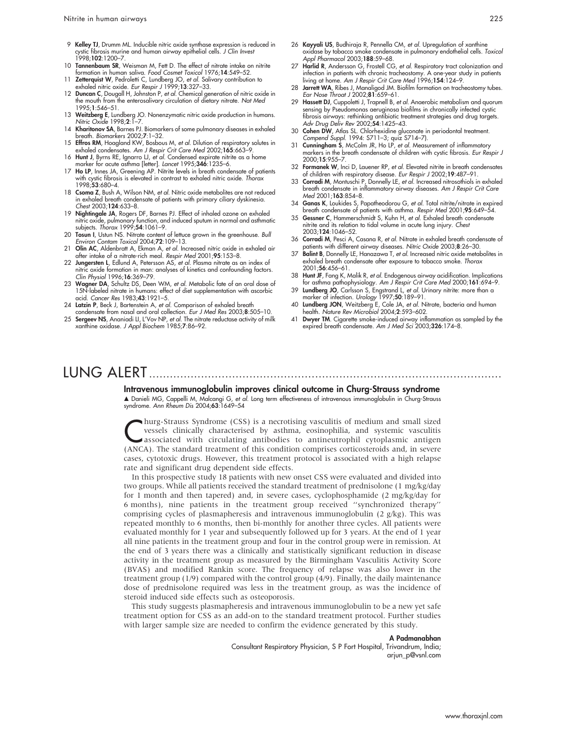9 **Kelley TJ**, Drumm ML. Inducible nitric oxide synthase expression is reduced in cystic fibrosis murine and human airway epithelial cells. *J Clin Invest* 1998;**102**:1200–7.

10 **Tannenbaum SR**, Weisman M, Fett D. The effect of nitrate intake on nitrite formation in human saliva. *Food Cosmet Toxicol* 1976;**14**:549–52.

11 **Zetterquist W**, Pedroletti C, Lundberg JO, *et al*. Salivary contribution to exhaled nitric oxide. *Eur Respir J* 1999;**13**:327–33.

12 **Duncan C**, Dougall H, Johnston P, *et al*. Chemical generation of nitric oxide in the mouth from the enterosalivary circulation of dietary nitrate. *Nat Med* 1995;**1**:546–51.

13 **Weitzberg E**, Lundberg JO. Nonenzymatic nitric oxide production in humans. *Nitric Oxide* 1998;**2**:1–7.

14 **Kharitonov SA**, Barnes PJ. Biomarkers of some pulmonary diseases in exhaled breath. *Biomarkers* 2002;**7**:1–32.

15 **Effros RM**, Hoagland KW, Bosbous M, *et al*. Dilution of respiratory solutes in exhaled condensates. *Am J Respir Crit Care Med* 2002;**165**:663–9.

16 **Hunt J**, Byrns RE, Ignarro LJ, *et al*. Condensed expirate nitrite as a home marker for acute asthma [letter]. *Lancet* 1995;**346**:1235–6.

17 **Ho LP**, Innes JA, Greening AP. Nitrite levels in breath condensate of patients with cystic fibrosis is elevated in contrast to exhaled nitric oxide. *Thorax* 1998;**53**:680–4.

18 **Csoma Z**, Bush A, Wilson NM, *et al*. Nitric oxide metabolites are not reduced in exhaled breath condensate of patients with primary ciliary dyskinesia. *Chest* 2003;**124**:633–8.

19 **Nightingale JA**, Rogers DF, Barnes PJ. Effect of inhaled ozone on exhaled nitric oxide, pulmonary function, and induced sputum in normal and asthmatic subjects. *Thorax* 1999;**54**:1061–9.

20 **Tosun I**, Ustun NS. Nitrate content of lettuce grown in the greenhouse. *Bull Environ Contam Toxicol* 2004;**72**:109–13.

21 **Olin AC**, Aldenbratt A, Ekman A, *et al*. Increased nitric oxide in exhaled air after intake of a nitrate-rich meal. *Respir Med* 2001;**95**:153–8.

22 **Jungersten L**, Edlund A, Petersson AS, *et al*. Plasma nitrate as an index of nitric oxide formation in man: analyses of kinetics and confounding factors. *Clin Physiol* 1996;**16**:369–79.

23 **Wagner DA**, Schultz DS, Deen WM, *et al*. Metabolic fate of an oral dose of 15N-labeled nitrate in humans: effect of diet supplementation with ascorbic acid. *Cancer Res* 1983;**43**:1921–5.

24 **Latzin P**, Beck J, Bartenstein A, *et al*. Comparison of exhaled breath condensate from nasal and oral collection. *Eur J Med Res* 2003;**8**:505–10.

25 **Sergeev NS**, Ananiadi LI, L'Vov NP, *et al*. The nitrate reductase activity of milk xanthine oxidase. *J Appl Biochem* 1985;**7**:86–92.

26 **Kayyali US**, Budhiraja R, Pennella CM, *et al*. Upregulation of xanthine oxidase by tobacco smoke condensate in pulmonary endothelial cells. *Toxicol Appl Pharmacol* 2003;**188**:59–68.

27 **Harlid R**, Andersson G, Frostell CG, *et al*. Respiratory tract colonization and infection in patients with chronic tracheostomy. A one-year study in patients living at home. *Am J Respir Crit Care Med* 1996;**154**:124–9.

28 **Jarrett WA**, Ribes J, Manaligod JM. Biofilm formation on tracheostomy tubes. *Ear Nose Throat J* 2002;**81**:659–61.

29 **Hassett DJ**, Cuppoletti J, Trapnell B, *et al*. Anaerobic metabolism and quorum sensing by Pseudomonas aeruginosa biofilms in chronically infected cystic fibrosis airways: rethinking antibiotic treatment strategies and drug targets. *Adv Drug Deliv Rev* 2002;**54**:1425–43.

30 **Cohen DW**, Atlas SL. Chlorhexidine gluconate in periodontal treatment. *Compend Suppl.* 1994: S711–3; quiz S714–7).

31 **Cunningham S**, McColm JR, Ho LP, *et al*. Measurement of inflammatory markers in the breath condensate of children with cystic fibrosis. *Eur Respir J* 2000;**15**:955–7.

32 **Formanek W**, Inci D, Lauener RP, *et al*. Elevated nitrite in breath condensates of children with respiratory disease. *Eur Respir J* 2002;**19**:487–91.

33 **Corradi M**, Montuschi P, Donnelly LE, *et al*. Increased nitrosothiols in exhaled breath condensate in inflammatory airway diseases. *Am J Respir Crit Care Med* 2001;**163**:854–8.

34 **Ganas K**, Loukides S, Papatheodorou G, *et al*. Total nitrite/nitrate in expired breath condensate of patients with asthma. *Respir Med* 2001;**95**:649–54.

35 **Gessner C**, Hammerschmidt S, Kuhn H, *et al*. Exhaled breath condensate nitrite and its relation to tidal volume in acute lung injury. *Chest* 2003;**124**:1046–52.

36 **Corradi M**, Pesci A, Casana R, *et al*. Nitrate in exhaled breath condensate of patients with different airway diseases. *Nitric Oxide* 2003;**8**:26–30.

37 **Balint B**, Donnelly LE, Hanazawa T, *et al*. Increased nitric oxide metabolites in exhaled breath condensate after exposure to tobacco smoke. *Thorax* 2001;**56**:456–61.

38 **Hunt JF**, Fang K, Malik R, *et al*. Endogenous airway acidification. Implications for asthma pathophysiology. *Am J Respir Crit Care Med* 2000;**161**:694–9.

39 **Lundberg JO**, Carlsson S, Engstrand L, *et al*. Urinary nitrite: more than a marker of infection. *Urology* 1997;**50**:189–91.

40 **Lundberg JON**, Weitzberg E, Cole JA, *et al*. Nitrate, bacteria and human health. *Nature Rev Microbiol* 2004;**2**:593–602.

41 **Dwyer TM**. Cigarette smoke-induced airway inflammation as sampled by the expired breath condensate. *Am J Med Sci* 2003;**326**:174–8.

# LUNG ALERT

### Intravenous immunoglobulin improves clinical outcome in Churg-Strauss syndrome

▲ Danieli MG, Cappelli M, Malcangi G, *et al*. Long term effectiveness of intravenous immunoglobulin in Churg-Strauss syndrome. *Ann Rheum Dis* 2004;**63**:1649–54

Churg-Strauss Syndrome (CSS) is a necrotising vasculitis of medium and small sized vessels clinically characterised by asthma, eosinophilia, and systemic vasculitis associated with circulating antibodies to antineutrophil cytoplasmic antigen (ANCA). The standard treatment of this condition comprises corticosteroids and, in severe cases, cytotoxic drugs. However, this treatment protocol is associated with a high relapse rate and significant drug dependent side effects.

In this prospective study 18 patients with new onset CSS were evaluated and divided into two groups. While all patients received the standard treatment of prednisolone (1 mg/kg/day for 1 month and then tapered) and, in severe cases, cyclophosphamide (2 mg/kg/day for 6 months), nine patients in the treatment group received "synchronized therapy" comprising cycles of plasmapheresis and intravenous immunoglobulin (2 g/kg). This was repeated monthly to 6 months, then bi-monthly for another three cycles. All patients were evaluated monthly for 1 year and subsequently followed up for 3 years. At the end of 1 year all nine patients in the treatment group and four in the control group were in remission. At the end of 3 years there was a clinically and statistically significant reduction in disease activity in the treatment group as measured by the Birmingham Vasculitis Activity Score (BVAS) and modified Rankin score. The frequency of relapse was also lower in the treatment group (1/9) compared with the control group (4/9). Finally, the daily maintenance dose of prednisolone required was less in the treatment group, as was the incidence of steroid induced side effects such as osteoporosis.

This study suggests plasmapheresis and intravenous immunoglobulin to be a new yet safe treatment option for CSS as an add-on to the standard treatment protocol. Further studies with larger sample size are needed to confirm the evidence generated by this study.

**A Padmanabhan**
Consultant Respiratory Physician, S P Fort Hospital, Trivandrum, India;
arjun_p@vsnl.com